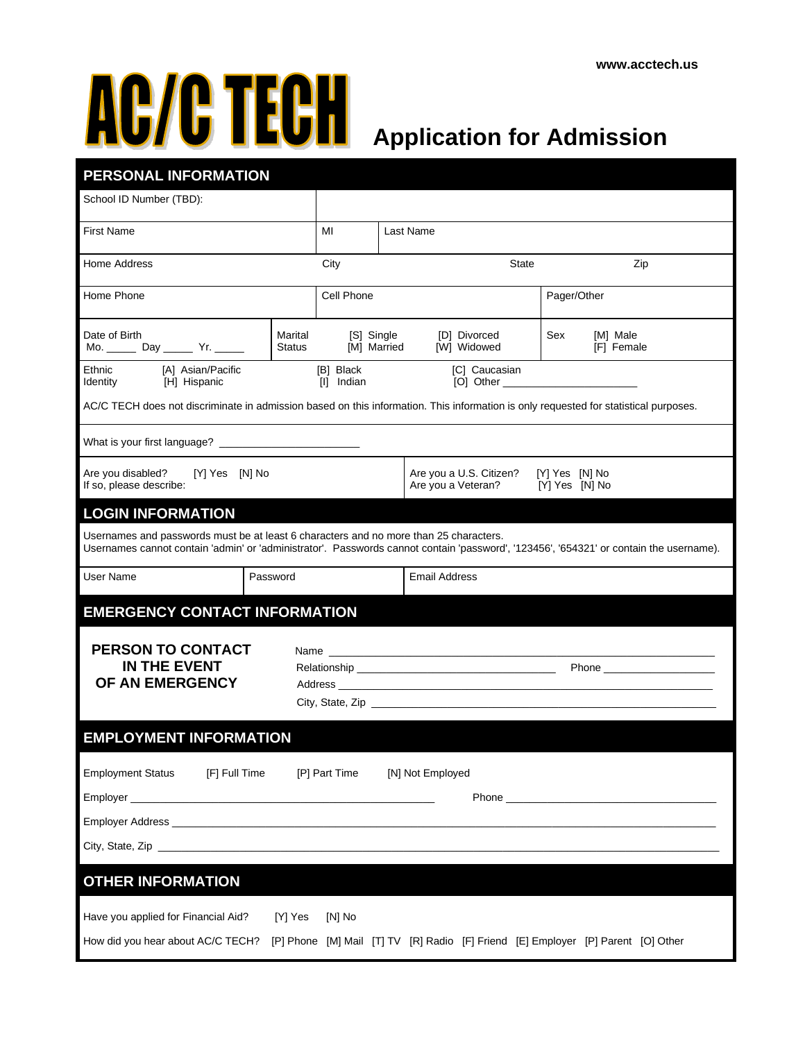www.acctech.us

# AC/C TECH Application for Admission

## PERSONAL INFORMATION

| School ID Number (TBD): | | |
|---|---|---|
| First Name | MI | Last Name |

| Home Address | City | State | Zip |
|---|---|---|---|

| Home Phone | Cell Phone | Pager/Other |
|---|---|---|

| Date of Birth Mo. _____ Day _____ Yr. _____ | Marital Status [S] Single [M] Married [D] Divorced [W] Widowed | Sex [M] Male [F] Female |
|---|---|---|

Ethnic Identity [A] Asian/Pacific [H] Hispanic [B] Black [I] Indian [C] Caucasian [O] Other _______________________

AC/C TECH does not discriminate in admission based on this information. This information is only requested for statistical purposes.

What is your first language? _______________________

| Are you disabled? [Y] Yes [N] No If so, please describe: | Are you a U.S. Citizen? [Y] Yes [N] No Are you a Veteran? [Y] Yes [N] No |
|---|---|

## LOGIN INFORMATION

Usernames and passwords must be at least 6 characters and no more than 25 characters.
Usernames cannot contain 'admin' or 'administrator'. Passwords cannot contain 'password', '123456', '654321' or contain the username).

| User Name | Password | Email Address |
|---|---|---|

## EMERGENCY CONTACT INFORMATION

**PERSON TO CONTACT IN THE EVENT OF AN EMERGENCY**

Name ______________________________________________________________

Relationship ________________________________ Phone __________________

Address ____________________________________________________________

City, State, Zip _______________________________________________________

## EMPLOYMENT INFORMATION

Employment Status [F] Full Time [P] Part Time [N] Not Employed

Employer _______________________________________________ Phone ___________________________________

Employer Address ______________________________________________________________________________________

City, State, Zip _________________________________________________________________________________________

## OTHER INFORMATION

Have you applied for Financial Aid? [Y] Yes [N] No

How did you hear about AC/C TECH? [P] Phone [M] Mail [T] TV [R] Radio [F] Friend [E] Employer [P] Parent [O] Other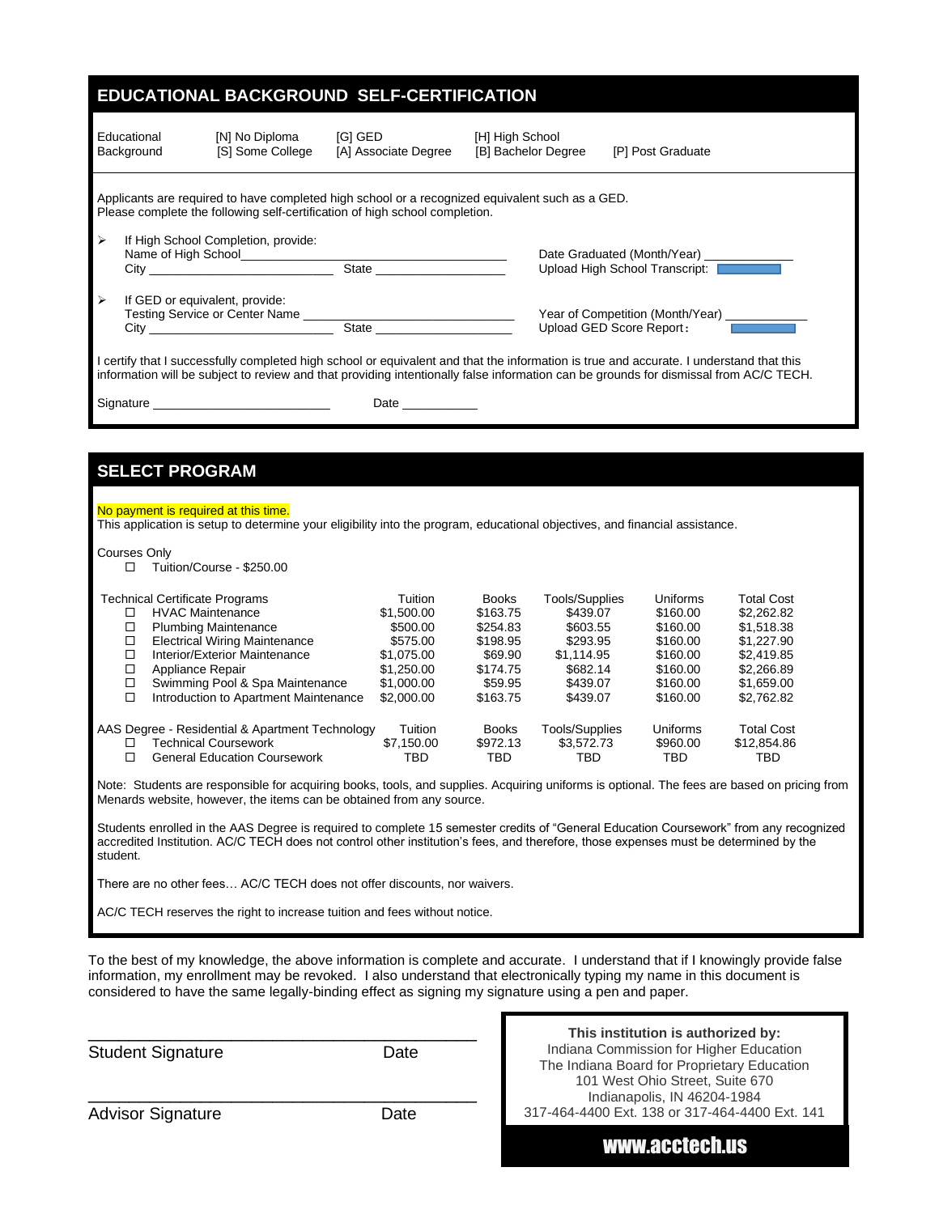## EDUCATIONAL BACKGROUND SELF-CERTIFICATION

| | | | | |
|---|---|---|---|---|
| Educational Background | [N] No Diploma | [G] GED | [H] High School | |
| | [S] Some College | [A] Associate Degree | [B] Bachelor Degree | [P] Post Graduate |

Applicants are required to have completed high school or a recognized equivalent such as a GED.
Please complete the following self-certification of high school completion.

- If High School Completion, provide:
  Name of High School_______________________________ Date Graduated (Month/Year) ____________
  City ________________________ State ________________ Upload High School Transcript:

- If GED or equivalent, provide:
  Testing Service or Center Name __________________________ Year of Competition (Month/Year) ___________
  City ________________________ State ________________ Upload GED Score Report:

I certify that I successfully completed high school or equivalent and that the information is true and accurate. I understand that this information will be subject to review and that providing intentionally false information can be grounds for dismissal from AC/C TECH.

Signature ________________________ Date __________

## SELECT PROGRAM

No payment is required at this time.
This application is setup to determine your eligibility into the program, educational objectives, and financial assistance.

Courses Only
- ☐ Tuition/Course - $250.00

| Technical Certificate Programs | Tuition | Books | Tools/Supplies | Uniforms | Total Cost |
|---|---|---|---|---|---|
| ☐ HVAC Maintenance | $1,500.00 | $163.75 | $439.07 | $160.00 | $2,262.82 |
| ☐ Plumbing Maintenance | $500.00 | $254.83 | $603.55 | $160.00 | $1,518.38 |
| ☐ Electrical Wiring Maintenance | $575.00 | $198.95 | $293.95 | $160.00 | $1,227.90 |
| ☐ Interior/Exterior Maintenance | $1,075.00 | $69.90 | $1,114.95 | $160.00 | $2,419.85 |
| ☐ Appliance Repair | $1,250.00 | $174.75 | $682.14 | $160.00 | $2,266.89 |
| ☐ Swimming Pool & Spa Maintenance | $1,000.00 | $59.95 | $439.07 | $160.00 | $1,659.00 |
| ☐ Introduction to Apartment Maintenance | $2,000.00 | $163.75 | $439.07 | $160.00 | $2,762.82 |

| AAS Degree - Residential & Apartment Technology | Tuition | Books | Tools/Supplies | Uniforms | Total Cost |
|---|---|---|---|---|---|
| ☐ Technical Coursework | $7,150.00 | $972.13 | $3,572.73 | $960.00 | $12,854.86 |
| ☐ General Education Coursework | TBD | TBD | TBD | TBD | TBD |

Note: Students are responsible for acquiring books, tools, and supplies. Acquiring uniforms is optional. The fees are based on pricing from Menards website, however, the items can be obtained from any source.

Students enrolled in the AAS Degree is required to complete 15 semester credits of "General Education Coursework" from any recognized accredited Institution. AC/C TECH does not control other institution's fees, and therefore, those expenses must be determined by the student.

There are no other fees… AC/C TECH does not offer discounts, nor waivers.

AC/C TECH reserves the right to increase tuition and fees without notice.

To the best of my knowledge, the above information is complete and accurate. I understand that if I knowingly provide false information, my enrollment may be revoked. I also understand that electronically typing my name in this document is considered to have the same legally-binding effect as signing my signature using a pen and paper.

_______________________________________
Student Signature Date

_______________________________________
Advisor Signature Date

**This institution is authorized by:**
Indiana Commission for Higher Education
The Indiana Board for Proprietary Education
101 West Ohio Street, Suite 670
Indianapolis, IN 46204-1984
317-464-4400 Ext. 138 or 317-464-4400 Ext. 141

**www.acctech.us**